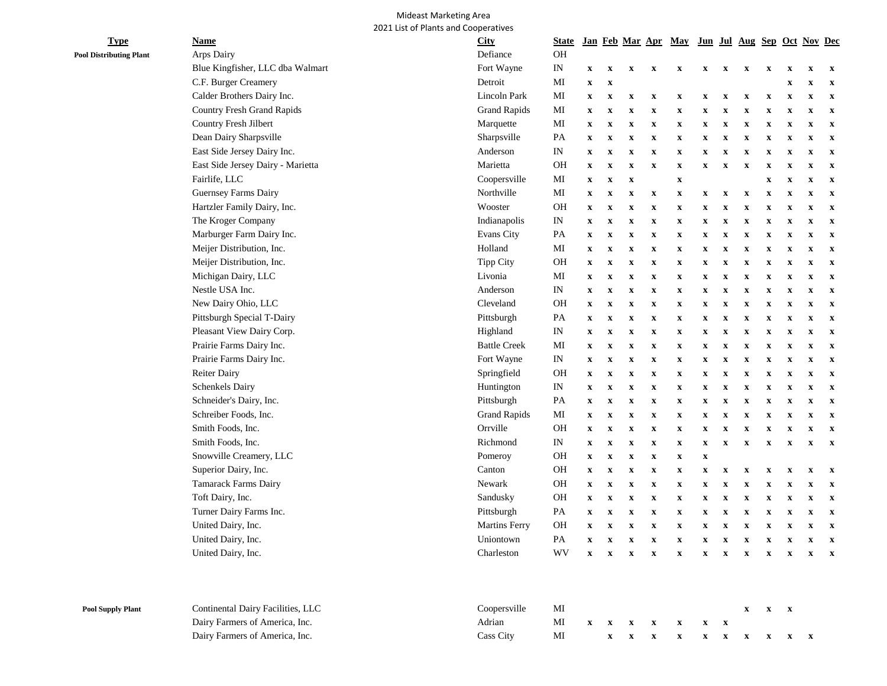Mideast Marketing Area

2021 List of Plants and Cooperatives

| Type | Name | City | State | Jan | Feb | Mar | Apr | May | Jun | Jul | Aug | Sep | Oct | Nov | Dec |
|---|---|---|---|---|---|---|---|---|---|---|---|---|---|---|---|
| **Pool Distributing Plant** | Arps Dairy | Defiance | OH | | | | | | | | | | | | |
| | Blue Kingfisher, LLC dba Walmart | Fort Wayne | IN | x | x | x | x | x | x | x | x | x | x | x | x |
| | C.F. Burger Creamery | Detroit | MI | x | x | | | | | | | | x | x | x |
| | Calder Brothers Dairy Inc. | Lincoln Park | MI | x | x | x | x | x | x | x | x | x | x | x | x |
| | Country Fresh Grand Rapids | Grand Rapids | MI | x | x | x | x | x | x | x | x | x | x | x | x |
| | Country Fresh Jilbert | Marquette | MI | x | x | x | x | x | x | x | x | x | x | x | x |
| | Dean Dairy Sharpsville | Sharpsville | PA | x | x | x | x | x | x | x | x | x | x | x | x |
| | East Side Jersey Dairy Inc. | Anderson | IN | x | x | x | x | x | x | x | x | x | x | x | x |
| | East Side Jersey Dairy - Marietta | Marietta | OH | x | x | x | x | x | x | x | x | x | x | x | x |
| | Fairlife, LLC | Coopersville | MI | x | x | x | | x | | | | x | x | x | x |
| | Guernsey Farms Dairy | Northville | MI | x | x | x | x | x | x | x | x | x | x | x | x |
| | Hartzler Family Dairy, Inc. | Wooster | OH | x | x | x | x | x | x | x | x | x | x | x | x |
| | The Kroger Company | Indianapolis | IN | x | x | x | x | x | x | x | x | x | x | x | x |
| | Marburger Farm Dairy Inc. | Evans City | PA | x | x | x | x | x | x | x | x | x | x | x | x |
| | Meijer Distribution, Inc. | Holland | MI | x | x | x | x | x | x | x | x | x | x | x | x |
| | Meijer Distribution, Inc. | Tipp City | OH | x | x | x | x | x | x | x | x | x | x | x | x |
| | Michigan Dairy, LLC | Livonia | MI | x | x | x | x | x | x | x | x | x | x | x | x |
| | Nestle USA Inc. | Anderson | IN | x | x | x | x | x | x | x | x | x | x | x | x |
| | New Dairy Ohio, LLC | Cleveland | OH | x | x | x | x | x | x | x | x | x | x | x | x |
| | Pittsburgh Special T-Dairy | Pittsburgh | PA | x | x | x | x | x | x | x | x | x | x | x | x |
| | Pleasant View Dairy Corp. | Highland | IN | x | x | x | x | x | x | x | x | x | x | x | x |
| | Prairie Farms Dairy Inc. | Battle Creek | MI | x | x | x | x | x | x | x | x | x | x | x | x |
| | Prairie Farms Dairy Inc. | Fort Wayne | IN | x | x | x | x | x | x | x | x | x | x | x | x |
| | Reiter Dairy | Springfield | OH | x | x | x | x | x | x | x | x | x | x | x | x |
| | Schenkels Dairy | Huntington | IN | x | x | x | x | x | x | x | x | x | x | x | x |
| | Schneider's Dairy, Inc. | Pittsburgh | PA | x | x | x | x | x | x | x | x | x | x | x | x |
| | Schreiber Foods, Inc. | Grand Rapids | MI | x | x | x | x | x | x | x | x | x | x | x | x |
| | Smith Foods, Inc. | Orrville | OH | x | x | x | x | x | x | x | x | x | x | x | x |
| | Smith Foods, Inc. | Richmond | IN | x | x | x | x | x | x | x | x | x | x | x | x |
| | Snowville Creamery, LLC | Pomeroy | OH | x | x | x | x | x | x | | | | | | |
| | Superior Dairy, Inc. | Canton | OH | x | x | x | x | x | x | x | x | x | x | x | x |
| | Tamarack Farms Dairy | Newark | OH | x | x | x | x | x | x | x | x | x | x | x | x |
| | Toft Dairy, Inc. | Sandusky | OH | x | x | x | x | x | x | x | x | x | x | x | x |
| | Turner Dairy Farms Inc. | Pittsburgh | PA | x | x | x | x | x | x | x | x | x | x | x | x |
| | United Dairy, Inc. | Martins Ferry | OH | x | x | x | x | x | x | x | x | x | x | x | x |
| | United Dairy, Inc. | Uniontown | PA | x | x | x | x | x | x | x | x | x | x | x | x |
| | United Dairy, Inc. | Charleston | WV | x | x | x | x | x | x | x | x | x | x | x | x |
| **Pool Supply Plant** | Continental Dairy Facilities, LLC | Coopersville | MI | | | | | | | | x | x | x | | |
| | Dairy Farmers of America, Inc. | Adrian | MI | x | x | x | x | x | x | x | | | | | |
| | Dairy Farmers of America, Inc. | Cass City | MI | | x | x | x | x | x | x | x | x | x | x | |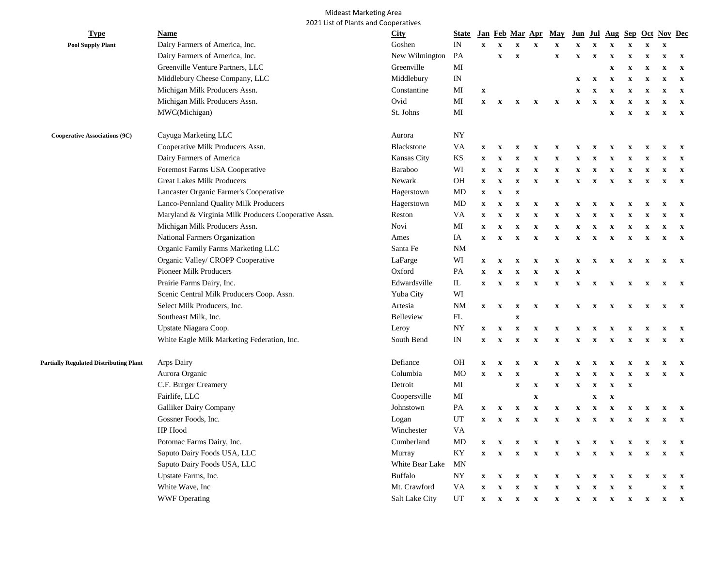Mideast Marketing Area
2021 List of Plants and Cooperatives

| Type | Name | City | State | Jan | Feb | Mar | Apr | May | Jun | Jul | Aug | Sep | Oct | Nov | Dec |
|---|---|---|---|---|---|---|---|---|---|---|---|---|---|---|---|
| **Pool Supply Plant** | Dairy Farmers of America, Inc. | Goshen | IN | x | x | x | x | x | x | x | x | x | x | x | |
| | Dairy Farmers of America, Inc. | New Wilmington | PA | | x | x | | x | x | x | x | x | x | x | x |
| | Greenville Venture Partners, LLC | Greenville | MI | | | | | | | | x | x | x | x | x |
| | Middlebury Cheese Company, LLC | Middlebury | IN | | | | | | x | x | x | x | x | x | x |
| | Michigan Milk Producers Assn. | Constantine | MI | x | | | | | x | x | x | x | x | x | x |
| | Michigan Milk Producers Assn. | Ovid | MI | x | x | x | x | x | x | x | x | x | x | x | x |
| | MWC(Michigan) | St. Johns | MI | | | | | | | | x | x | x | x | x |
| **Cooperative Associations (9C)** | Cayuga Marketing LLC | Aurora | NY | | | | | | | | | | | | |
| | Cooperative Milk Producers Assn. | Blackstone | VA | x | x | x | x | x | x | x | x | x | x | x | x |
| | Dairy Farmers of America | Kansas City | KS | x | x | x | x | x | x | x | x | x | x | x | x |
| | Foremost Farms USA Cooperative | Baraboo | WI | x | x | x | x | x | x | x | x | x | x | x | x |
| | Great Lakes Milk Producers | Newark | OH | x | x | x | x | x | x | x | x | x | x | x | x |
| | Lancaster Organic Farmer's Cooperative | Hagerstown | MD | x | x | x | | | | | | | | | |
| | Lanco-Pennland Quality Milk Producers | Hagerstown | MD | x | x | x | x | x | x | x | x | x | x | x | x |
| | Maryland & Virginia Milk Producers Cooperative Assn. | Reston | VA | x | x | x | x | x | x | x | x | x | x | x | x |
| | Michigan Milk Producers Assn. | Novi | MI | x | x | x | x | x | x | x | x | x | x | x | x |
| | National Farmers Organization | Ames | IA | x | x | x | x | x | x | x | x | x | x | x | x |
| | Organic Family Farms Marketing LLC | Santa Fe | NM | | | | | | | | | | | | |
| | Organic Valley/ CROPP Cooperative | LaFarge | WI | x | x | x | x | x | x | x | x | x | x | x | x |
| | Pioneer Milk Producers | Oxford | PA | x | x | x | x | x | x | | | | | | |
| | Prairie Farms Dairy, Inc. | Edwardsville | IL | x | x | x | x | x | x | x | x | x | x | x | x |
| | Scenic Central Milk Producers Coop. Assn. | Yuba City | WI | | | | | | | | | | | | |
| | Select Milk Producers, Inc. | Artesia | NM | x | x | x | x | x | x | x | x | x | x | x | x |
| | Southeast Milk, Inc. | Belleview | FL | | | x | | | | | | | | | |
| | Upstate Niagara Coop. | Leroy | NY | x | x | x | x | x | x | x | x | x | x | x | x |
| | White Eagle Milk Marketing Federation, Inc. | South Bend | IN | x | x | x | x | x | x | x | x | x | x | x | x |
| **Partially Regulated Distributing Plant** | Arps Dairy | Defiance | OH | x | x | x | x | x | x | x | x | x | x | x | x |
| | Aurora Organic | Columbia | MO | x | x | x | | x | x | x | x | x | x | x | x |
| | C.F. Burger Creamery | Detroit | MI | | | x | x | x | x | x | x | x | | | |
| | Fairlife, LLC | Coopersville | MI | | | | x | | | x | x | | | | |
| | Galliker Dairy Company | Johnstown | PA | x | x | x | x | x | x | x | x | x | x | x | x |
| | Gossner Foods, Inc. | Logan | UT | x | x | x | x | x | x | x | x | x | x | x | x |
| | HP Hood | Winchester | VA | | | | | | | | | | | | |
| | Potomac Farms Dairy, Inc. | Cumberland | MD | x | x | x | x | x | x | x | x | x | x | x | x |
| | Saputo Dairy Foods USA, LLC | Murray | KY | x | x | x | x | x | x | x | x | x | x | x | x |
| | Saputo Dairy Foods USA, LLC | White Bear Lake | MN | | | | | | | | | | | | |
| | Upstate Farms, Inc. | Buffalo | NY | x | x | x | x | x | x | x | x | x | x | x | x |
| | White Wave, Inc | Mt. Crawford | VA | x | x | x | x | x | x | x | x | x | | x | x |
| | WWF Operating | Salt Lake City | UT | x | x | x | x | x | x | x | x | x | x | x | x |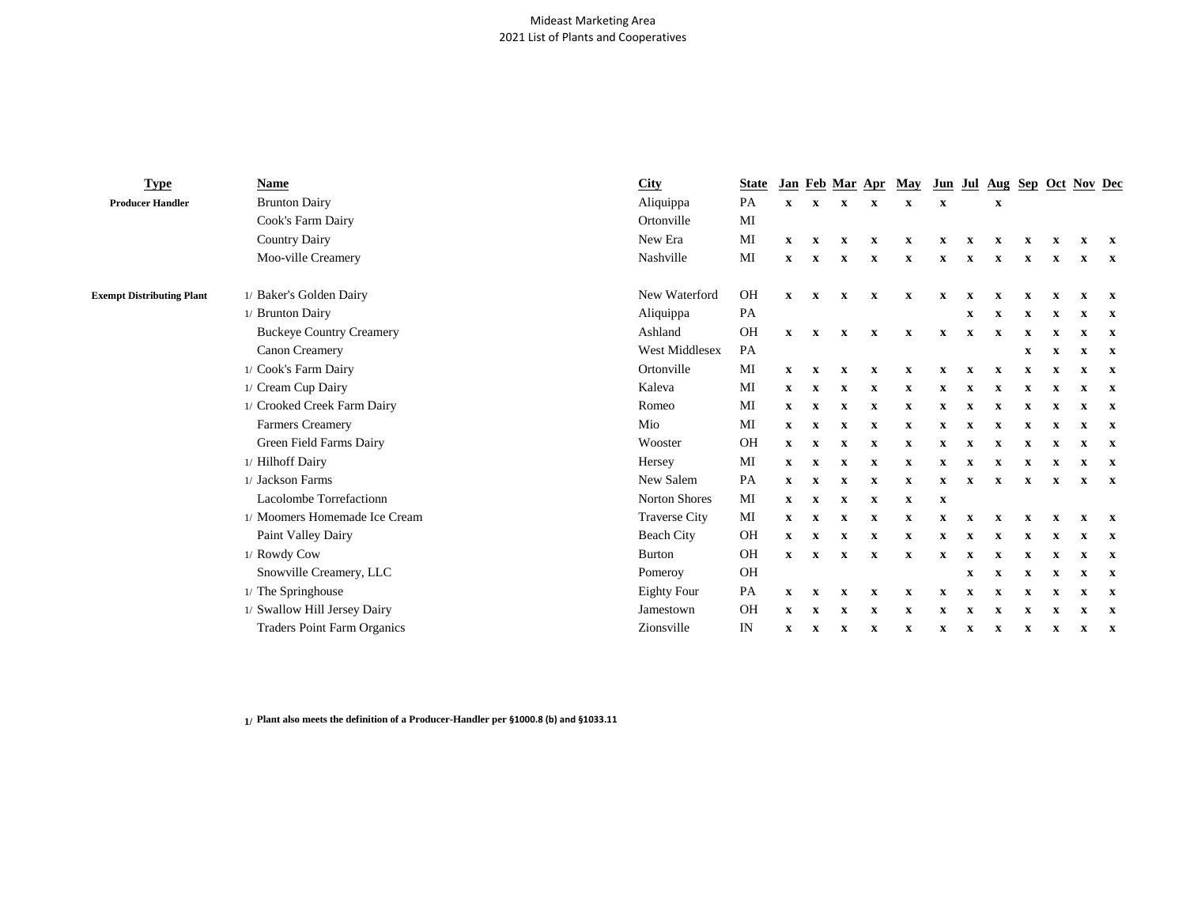Mideast Marketing Area
2021 List of Plants and Cooperatives

| Type | Name | City | State | Jan | Feb | Mar | Apr | May | Jun | Jul | Aug | Sep | Oct | Nov | Dec |
|---|---|---|---|---|---|---|---|---|---|---|---|---|---|---|---|
| **Producer Handler** | Brunton Dairy | Aliquippa | PA | x | x | x | x | x | x | | x | | | | |
| | Cook's Farm Dairy | Ortonville | MI | | | | | | | | | | | | |
| | Country Dairy | New Era | MI | x | x | x | x | x | x | x | x | x | x | x | x |
| | Moo-ville Creamery | Nashville | MI | x | x | x | x | x | x | x | x | x | x | x | x |
| **Exempt Distributing Plant** | 1/ Baker's Golden Dairy | New Waterford | OH | x | x | x | x | x | x | x | x | x | x | x | x |
| | 1/ Brunton Dairy | Aliquippa | PA | | | | | | | x | x | x | x | x | x |
| | Buckeye Country Creamery | Ashland | OH | x | x | x | x | x | x | x | x | x | x | x | x |
| | Canon Creamery | West Middlesex | PA | | | | | | | | | x | x | x | x |
| | 1/ Cook's Farm Dairy | Ortonville | MI | x | x | x | x | x | x | x | x | x | x | x | x |
| | 1/ Cream Cup Dairy | Kaleva | MI | x | x | x | x | x | x | x | x | x | x | x | x |
| | 1/ Crooked Creek Farm Dairy | Romeo | MI | x | x | x | x | x | x | x | x | x | x | x | x |
| | Farmers Creamery | Mio | MI | x | x | x | x | x | x | x | x | x | x | x | x |
| | Green Field Farms Dairy | Wooster | OH | x | x | x | x | x | x | x | x | x | x | x | x |
| | 1/ Hilhoff Dairy | Hersey | MI | x | x | x | x | x | x | x | x | x | x | x | x |
| | 1/ Jackson Farms | New Salem | PA | x | x | x | x | x | x | x | x | x | x | x | x |
| | Lacolombe Torrefactionn | Norton Shores | MI | x | x | x | x | x | x | | | | | | |
| | 1/ Moomers Homemade Ice Cream | Traverse City | MI | x | x | x | x | x | x | x | x | x | x | x | x |
| | Paint Valley Dairy | Beach City | OH | x | x | x | x | x | x | x | x | x | x | x | x |
| | 1/ Rowdy Cow | Burton | OH | x | x | x | x | x | x | x | x | x | x | x | x |
| | Snowville Creamery, LLC | Pomeroy | OH | | | | | | | x | x | x | x | x | x |
| | 1/ The Springhouse | Eighty Four | PA | x | x | x | x | x | x | x | x | x | x | x | x |
| | 1/ Swallow Hill Jersey Dairy | Jamestown | OH | x | x | x | x | x | x | x | x | x | x | x | x |
| | Traders Point Farm Organics | Zionsville | IN | x | x | x | x | x | x | x | x | x | x | x | x |

**1/ Plant also meets the definition of a Producer-Handler per §1000.8 (b) and §1033.11**